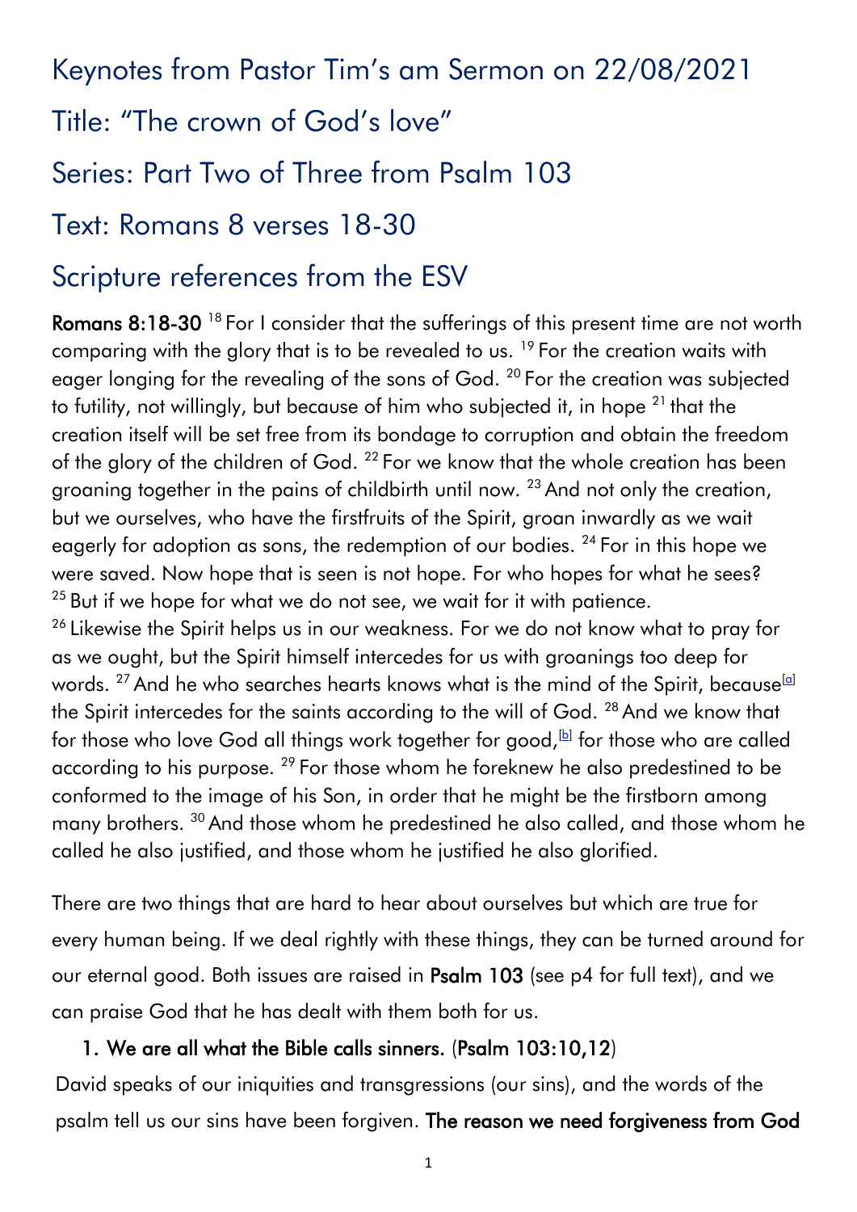# Keynotes from Pastor Tim's am Sermon on 22/08/2021

# Title: "The crown of God's love"

# Series: Part Two of Three from Psalm 103

# Text: Romans 8 verses 18-30

# Scripture references from the ESV

**Romans 8:18-30** [18] For I consider that the sufferings of this present time are not worth comparing with the glory that is to be revealed to us. [19] For the creation waits with eager longing for the revealing of the sons of God. [20] For the creation was subjected to futility, not willingly, but because of him who subjected it, in hope [21] that the creation itself will be set free from its bondage to corruption and obtain the freedom of the glory of the children of God. [22] For we know that the whole creation has been groaning together in the pains of childbirth until now. [23] And not only the creation, but we ourselves, who have the firstfruits of the Spirit, groan inwardly as we wait eagerly for adoption as sons, the redemption of our bodies. [24] For in this hope we were saved. Now hope that is seen is not hope. For who hopes for what he sees? [25] But if we hope for what we do not see, we wait for it with patience. [26] Likewise the Spirit helps us in our weakness. For we do not know what to pray for as we ought, but the Spirit himself intercedes for us with groanings too deep for words. [27] And he who searches hearts knows what is the mind of the Spirit, because[a] the Spirit intercedes for the saints according to the will of God. [28] And we know that for those who love God all things work together for good,[b] for those who are called according to his purpose. [29] For those whom he foreknew he also predestined to be conformed to the image of his Son, in order that he might be the firstborn among many brothers. [30] And those whom he predestined he also called, and those whom he called he also justified, and those whom he justified he also glorified.

There are two things that are hard to hear about ourselves but which are true for every human being. If we deal rightly with these things, they can be turned around for our eternal good. Both issues are raised in **Psalm 103** (see p4 for full text), and we can praise God that he has dealt with them both for us.

1. **We are all what the Bible calls sinners.** (**Psalm 103:10,12**)

David speaks of our iniquities and transgressions (our sins), and the words of the psalm tell us our sins have been forgiven. **The reason we need forgiveness from God**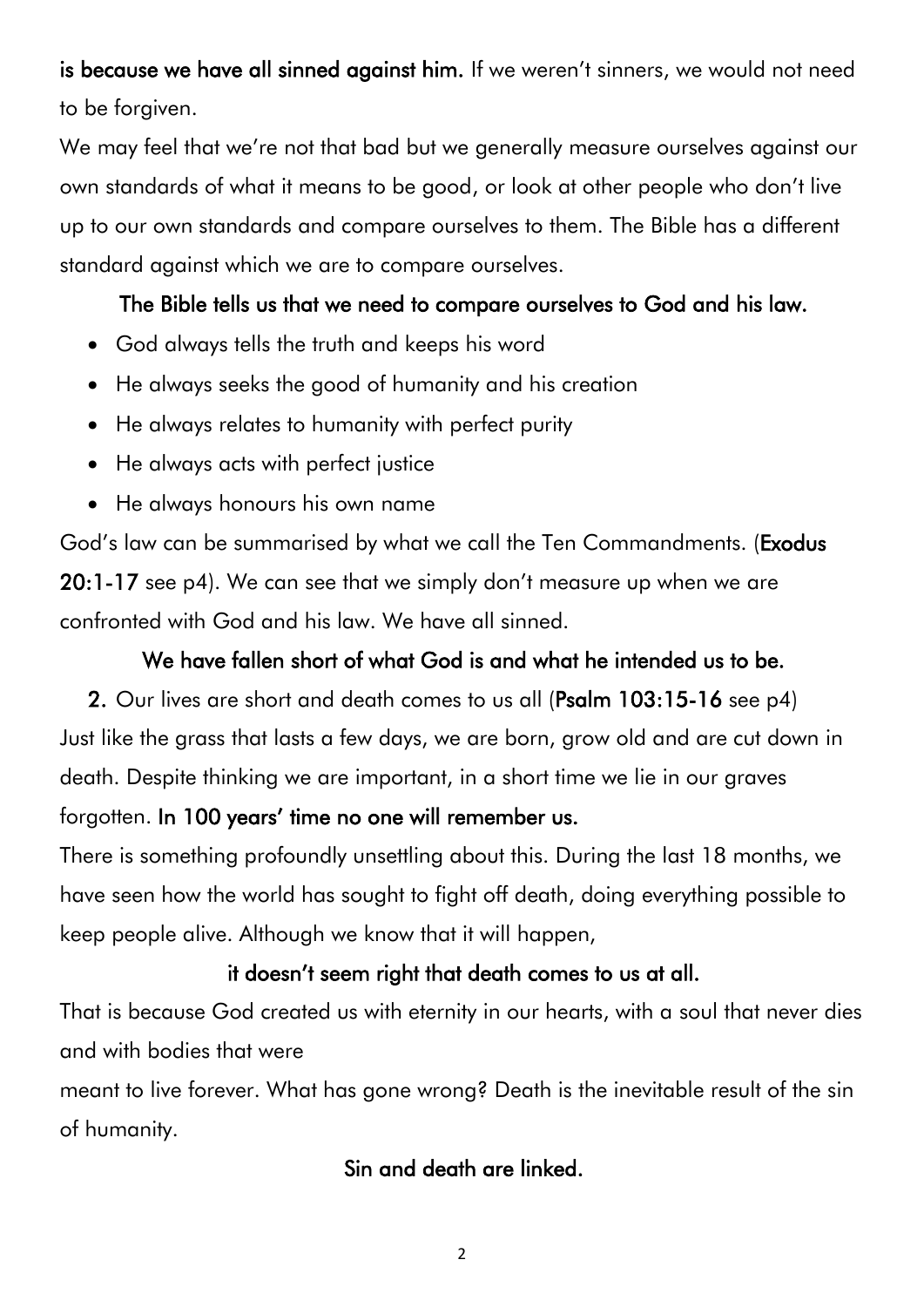**is because we have all sinned against him.** If we weren't sinners, we would not need to be forgiven.

We may feel that we're not that bad but we generally measure ourselves against our own standards of what it means to be good, or look at other people who don't live up to our own standards and compare ourselves to them. The Bible has a different standard against which we are to compare ourselves.

**The Bible tells us that we need to compare ourselves to God and his law.**

- God always tells the truth and keeps his word
- He always seeks the good of humanity and his creation
- He always relates to humanity with perfect purity
- He always acts with perfect justice
- He always honours his own name

God's law can be summarised by what we call the Ten Commandments. (**Exodus 20:1-17** see p4). We can see that we simply don't measure up when we are confronted with God and his law. We have all sinned.

**We have fallen short of what God is and what he intended us to be.**

**2.** Our lives are short and death comes to us all (**Psalm 103:15-16** see p4)

Just like the grass that lasts a few days, we are born, grow old and are cut down in death. Despite thinking we are important, in a short time we lie in our graves forgotten. **In 100 years' time no one will remember us.**

There is something profoundly unsettling about this. During the last 18 months, we have seen how the world has sought to fight off death, doing everything possible to keep people alive. Although we know that it will happen,

**it doesn't seem right that death comes to us at all.**

That is because God created us with eternity in our hearts, with a soul that never dies and with bodies that were meant to live forever. What has gone wrong? Death is the inevitable result of the sin of humanity.

**Sin and death are linked.**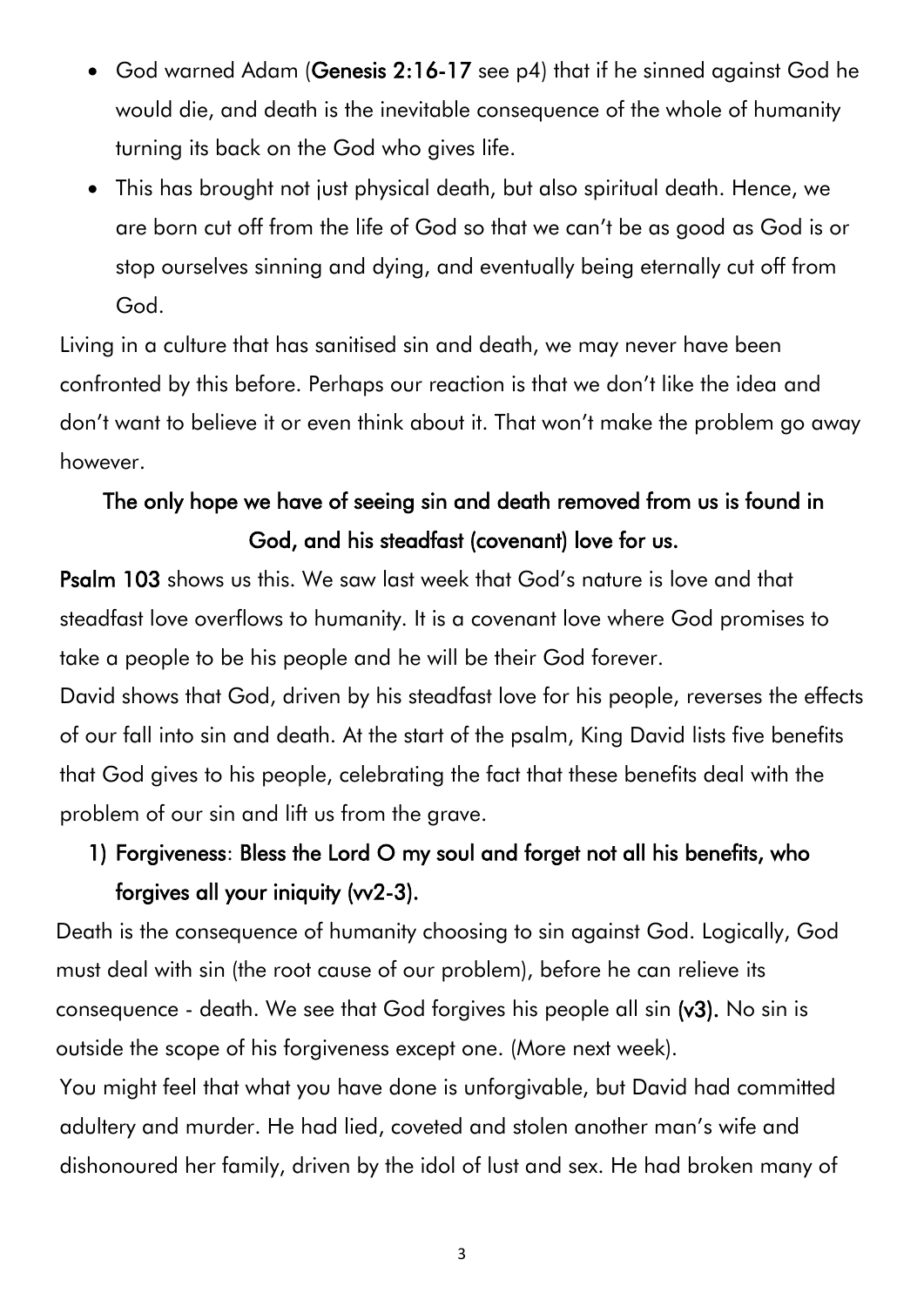- God warned Adam (**Genesis 2:16-17** see p4) that if he sinned against God he would die, and death is the inevitable consequence of the whole of humanity turning its back on the God who gives life.
- This has brought not just physical death, but also spiritual death. Hence, we are born cut off from the life of God so that we can't be as good as God is or stop ourselves sinning and dying, and eventually being eternally cut off from God.

Living in a culture that has sanitised sin and death, we may never have been confronted by this before. Perhaps our reaction is that we don't like the idea and don't want to believe it or even think about it. That won't make the problem go away however.

**The only hope we have of seeing sin and death removed from us is found in God, and his steadfast (covenant) love for us.**

**Psalm 103** shows us this. We saw last week that God's nature is love and that steadfast love overflows to humanity. It is a covenant love where God promises to take a people to be his people and he will be their God forever.

David shows that God, driven by his steadfast love for his people, reverses the effects of our fall into sin and death. At the start of the psalm, King David lists five benefits that God gives to his people, celebrating the fact that these benefits deal with the problem of our sin and lift us from the grave.

1) **Forgiveness**: **Bless the Lord O my soul and forget not all his benefits, who forgives all your iniquity (vv2-3).**

Death is the consequence of humanity choosing to sin against God. Logically, God must deal with sin (the root cause of our problem), before he can relieve its consequence - death. We see that God forgives his people all sin **(v3).** No sin is outside the scope of his forgiveness except one. (More next week).

You might feel that what you have done is unforgivable, but David had committed adultery and murder. He had lied, coveted and stolen another man's wife and dishonoured her family, driven by the idol of lust and sex. He had broken many of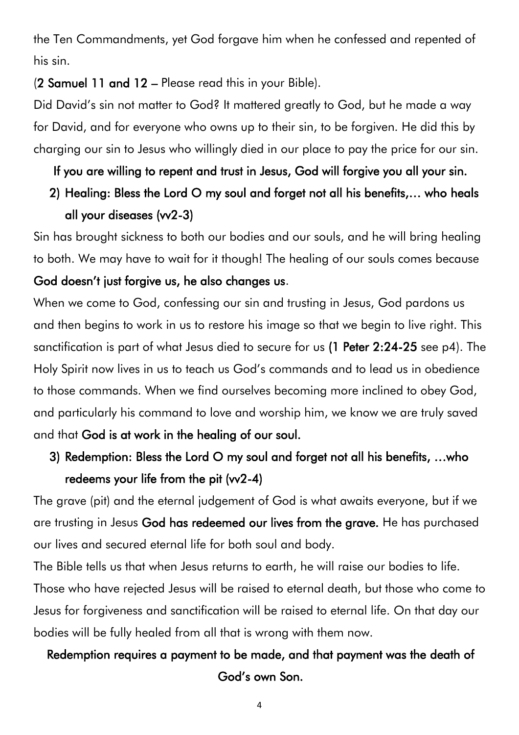the Ten Commandments, yet God forgave him when he confessed and repented of his sin.

(**2 Samuel 11 and 12** – Please read this in your Bible).

Did David's sin not matter to God? It mattered greatly to God, but he made a way for David, and for everyone who owns up to their sin, to be forgiven. He did this by charging our sin to Jesus who willingly died in our place to pay the price for our sin.

**If you are willing to repent and trust in Jesus, God will forgive you all your sin.**

2) **Healing: Bless the Lord O my soul and forget not all his benefits,… who heals all your diseases (vv2-3)**

Sin has brought sickness to both our bodies and our souls, and he will bring healing to both. We may have to wait for it though! The healing of our souls comes because **God doesn't just forgive us, he also changes us**.

When we come to God, confessing our sin and trusting in Jesus, God pardons us and then begins to work in us to restore his image so that we begin to live right. This sanctification is part of what Jesus died to secure for us (**1 Peter 2:24-25** see p4). The Holy Spirit now lives in us to teach us God's commands and to lead us in obedience to those commands. When we find ourselves becoming more inclined to obey God, and particularly his command to love and worship him, we know we are truly saved and that **God is at work in the healing of our soul.**

3) **Redemption: Bless the Lord O my soul and forget not all his benefits, …who redeems your life from the pit (vv2-4)**

The grave (pit) and the eternal judgement of God is what awaits everyone, but if we are trusting in Jesus **God has redeemed our lives from the grave.** He has purchased our lives and secured eternal life for both soul and body.

The Bible tells us that when Jesus returns to earth, he will raise our bodies to life. Those who have rejected Jesus will be raised to eternal death, but those who come to Jesus for forgiveness and sanctification will be raised to eternal life. On that day our bodies will be fully healed from all that is wrong with them now.

**Redemption requires a payment to be made, and that payment was the death of God's own Son.**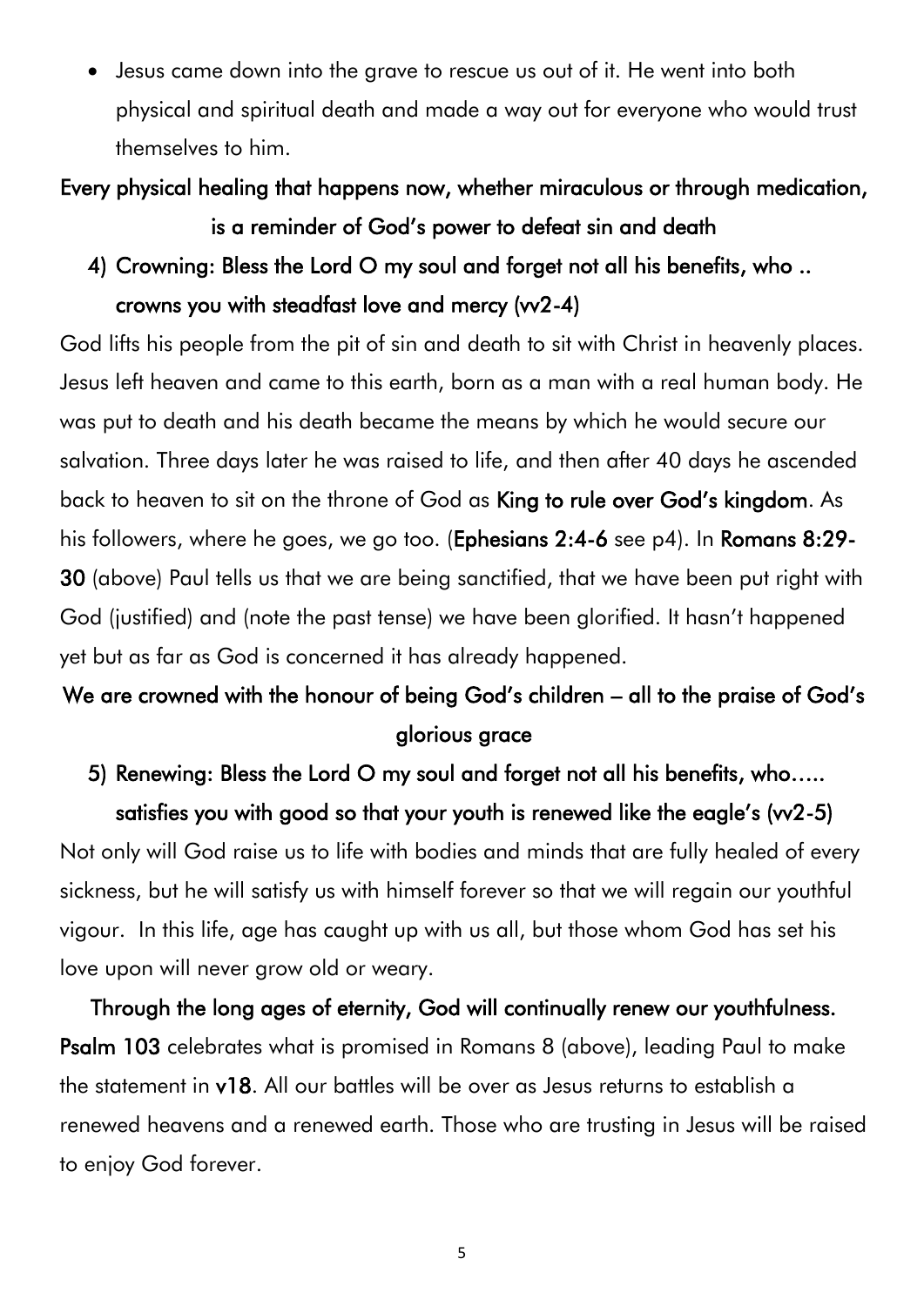- Jesus came down into the grave to rescue us out of it. He went into both physical and spiritual death and made a way out for everyone who would trust themselves to him.

**Every physical healing that happens now, whether miraculous or through medication, is a reminder of God's power to defeat sin and death**

4) **Crowning: Bless the Lord O my soul and forget not all his benefits, who .. crowns you with steadfast love and mercy (vv2-4)**

God lifts his people from the pit of sin and death to sit with Christ in heavenly places. Jesus left heaven and came to this earth, born as a man with a real human body. He was put to death and his death became the means by which he would secure our salvation. Three days later he was raised to life, and then after 40 days he ascended back to heaven to sit on the throne of God as **King to rule over God's kingdom**. As his followers, where he goes, we go too. (**Ephesians 2:4-6** see p4). In **Romans 8:29-30** (above) Paul tells us that we are being sanctified, that we have been put right with God (justified) and (note the past tense) we have been glorified. It hasn't happened yet but as far as God is concerned it has already happened.

**We are crowned with the honour of being God's children – all to the praise of God's glorious grace**

5) **Renewing: Bless the Lord O my soul and forget not all his benefits, who….. satisfies you with good so that your youth is renewed like the eagle's (vv2-5)**

Not only will God raise us to life with bodies and minds that are fully healed of every sickness, but he will satisfy us with himself forever so that we will regain our youthful vigour. In this life, age has caught up with us all, but those whom God has set his love upon will never grow old or weary.

**Through the long ages of eternity, God will continually renew our youthfulness.** **Psalm 103** celebrates what is promised in Romans 8 (above), leading Paul to make the statement in **v18**. All our battles will be over as Jesus returns to establish a renewed heavens and a renewed earth. Those who are trusting in Jesus will be raised to enjoy God forever.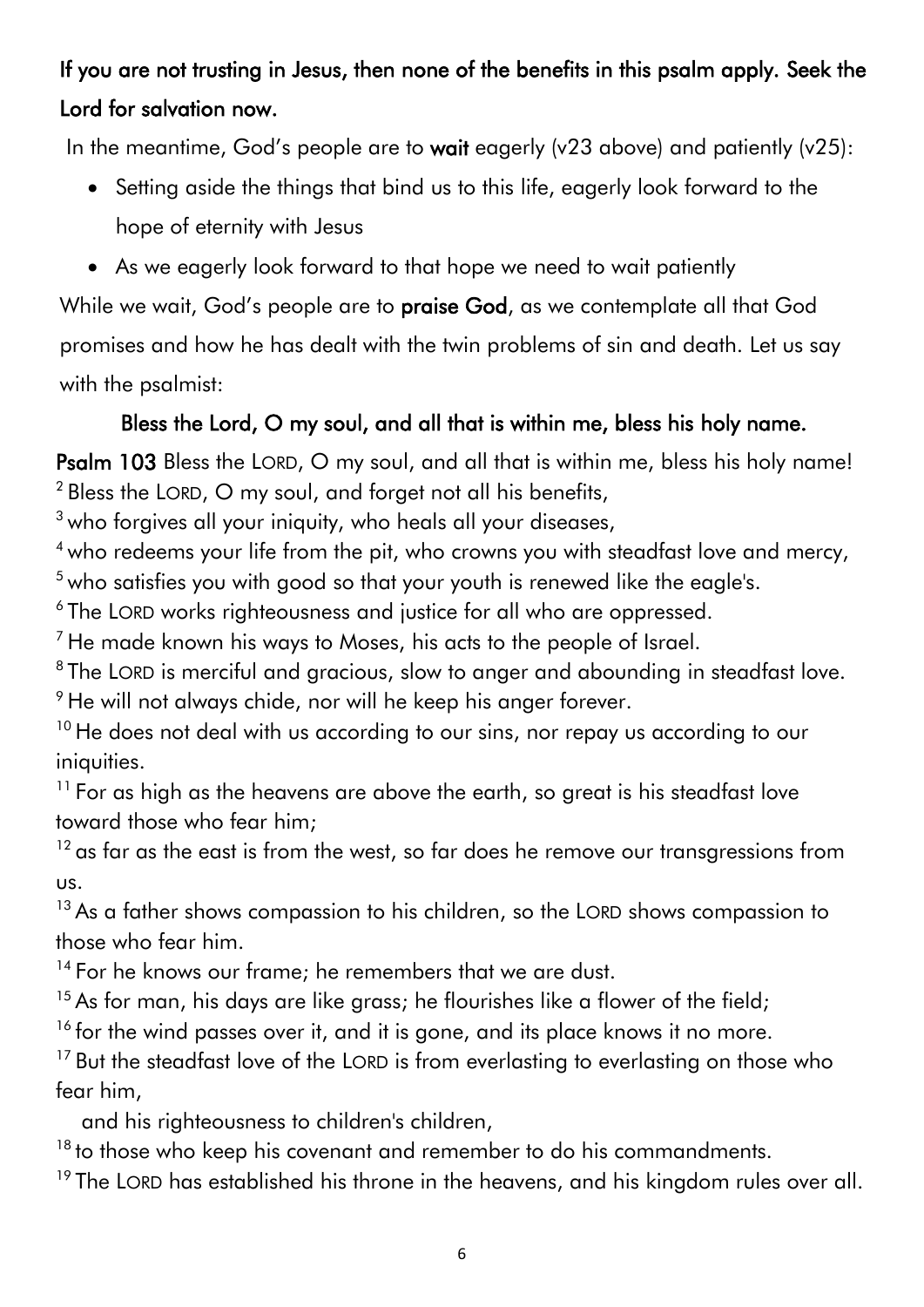**If you are not trusting in Jesus, then none of the benefits in this psalm apply. Seek the Lord for salvation now.**

In the meantime, God's people are to **wait** eagerly (v23 above) and patiently (v25):

- Setting aside the things that bind us to this life, eagerly look forward to the hope of eternity with Jesus
- As we eagerly look forward to that hope we need to wait patiently

While we wait, God's people are to **praise God**, as we contemplate all that God promises and how he has dealt with the twin problems of sin and death. Let us say with the psalmist:

**Bless the Lord, O my soul, and all that is within me, bless his holy name.**

**Psalm 103** Bless the LORD, O my soul, and all that is within me, bless his holy name!
[2] Bless the LORD, O my soul, and forget not all his benefits,
[3] who forgives all your iniquity, who heals all your diseases,
[4] who redeems your life from the pit, who crowns you with steadfast love and mercy,
[5] who satisfies you with good so that your youth is renewed like the eagle's.
[6] The LORD works righteousness and justice for all who are oppressed.
[7] He made known his ways to Moses, his acts to the people of Israel.
[8] The LORD is merciful and gracious, slow to anger and abounding in steadfast love.
[9] He will not always chide, nor will he keep his anger forever.
[10] He does not deal with us according to our sins, nor repay us according to our iniquities.
[11] For as high as the heavens are above the earth, so great is his steadfast love toward those who fear him;
[12] as far as the east is from the west, so far does he remove our transgressions from us.
[13] As a father shows compassion to his children, so the LORD shows compassion to those who fear him.
[14] For he knows our frame; he remembers that we are dust.
[15] As for man, his days are like grass; he flourishes like a flower of the field;
[16] for the wind passes over it, and it is gone, and its place knows it no more.
[17] But the steadfast love of the LORD is from everlasting to everlasting on those who fear him,
and his righteousness to children's children,
[18] to those who keep his covenant and remember to do his commandments.
[19] The LORD has established his throne in the heavens, and his kingdom rules over all.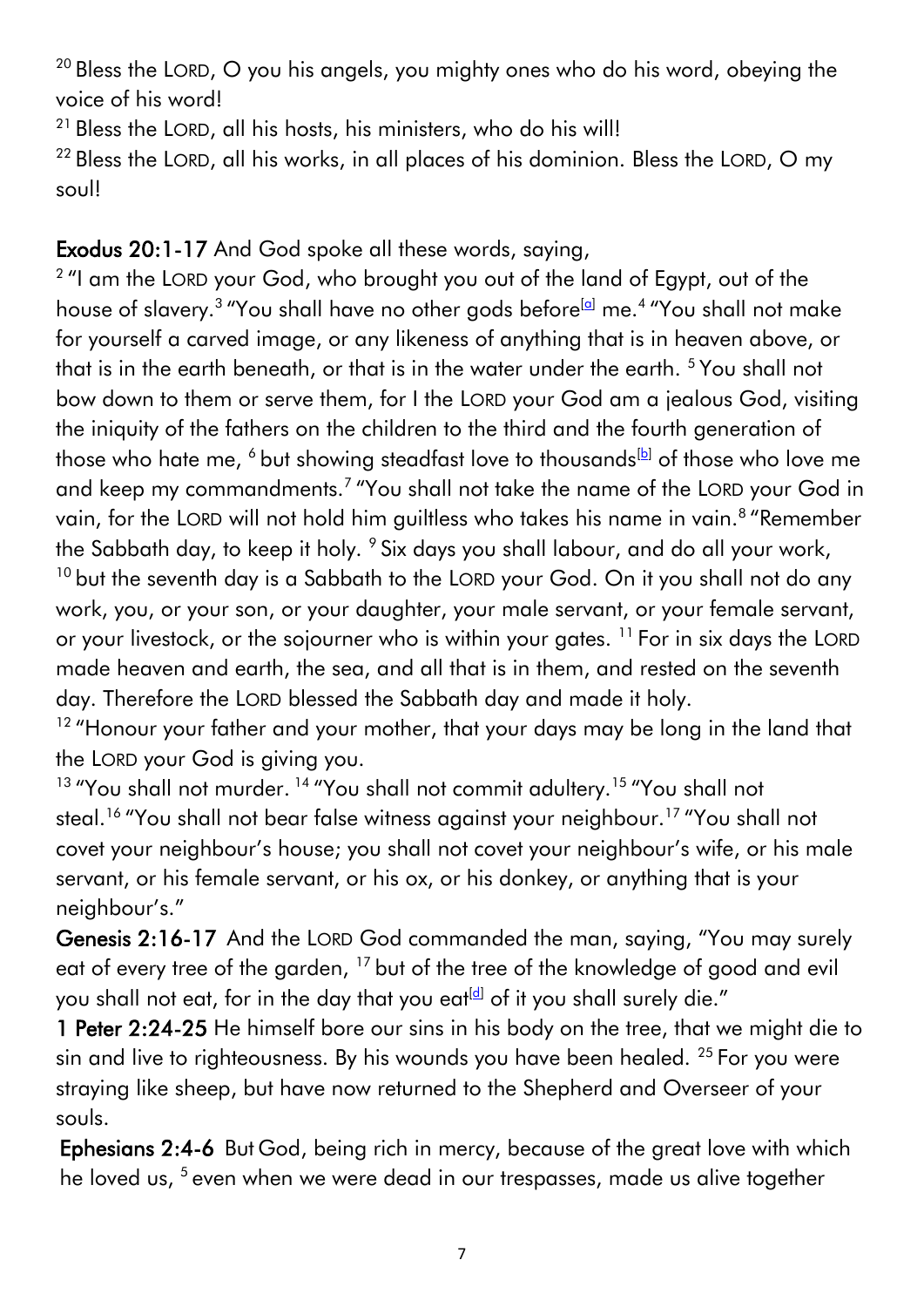[20] Bless the LORD, O you his angels, you mighty ones who do his word, obeying the voice of his word!

[21] Bless the LORD, all his hosts, his ministers, who do his will!

[22] Bless the LORD, all his works, in all places of his dominion. Bless the LORD, O my soul!

**Exodus 20:1-17** And God spoke all these words, saying,

[2] "I am the LORD your God, who brought you out of the land of Egypt, out of the house of slavery.[3] "You shall have no other gods before[a] me.[4] "You shall not make for yourself a carved image, or any likeness of anything that is in heaven above, or that is in the earth beneath, or that is in the water under the earth. [5] You shall not bow down to them or serve them, for I the LORD your God am a jealous God, visiting the iniquity of the fathers on the children to the third and the fourth generation of those who hate me, [6] but showing steadfast love to thousands[b] of those who love me and keep my commandments.[7] "You shall not take the name of the LORD your God in vain, for the LORD will not hold him guiltless who takes his name in vain.[8] "Remember the Sabbath day, to keep it holy. [9] Six days you shall labour, and do all your work, [10] but the seventh day is a Sabbath to the LORD your God. On it you shall not do any work, you, or your son, or your daughter, your male servant, or your female servant, or your livestock, or the sojourner who is within your gates. [11] For in six days the LORD made heaven and earth, the sea, and all that is in them, and rested on the seventh day. Therefore the LORD blessed the Sabbath day and made it holy.

[12] "Honour your father and your mother, that your days may be long in the land that the LORD your God is giving you.

[13] "You shall not murder. [14] "You shall not commit adultery.[15] "You shall not steal.[16] "You shall not bear false witness against your neighbour.[17] "You shall not covet your neighbour's house; you shall not covet your neighbour's wife, or his male servant, or his female servant, or his ox, or his donkey, or anything that is your neighbour's."

**Genesis 2:16-17** And the LORD God commanded the man, saying, "You may surely eat of every tree of the garden, [17] but of the tree of the knowledge of good and evil you shall not eat, for in the day that you eat[d] of it you shall surely die."

**1 Peter 2:24-25** He himself bore our sins in his body on the tree, that we might die to sin and live to righteousness. By his wounds you have been healed. [25] For you were straying like sheep, but have now returned to the Shepherd and Overseer of your souls.

**Ephesians 2:4-6** But God, being rich in mercy, because of the great love with which he loved us, [5] even when we were dead in our trespasses, made us alive together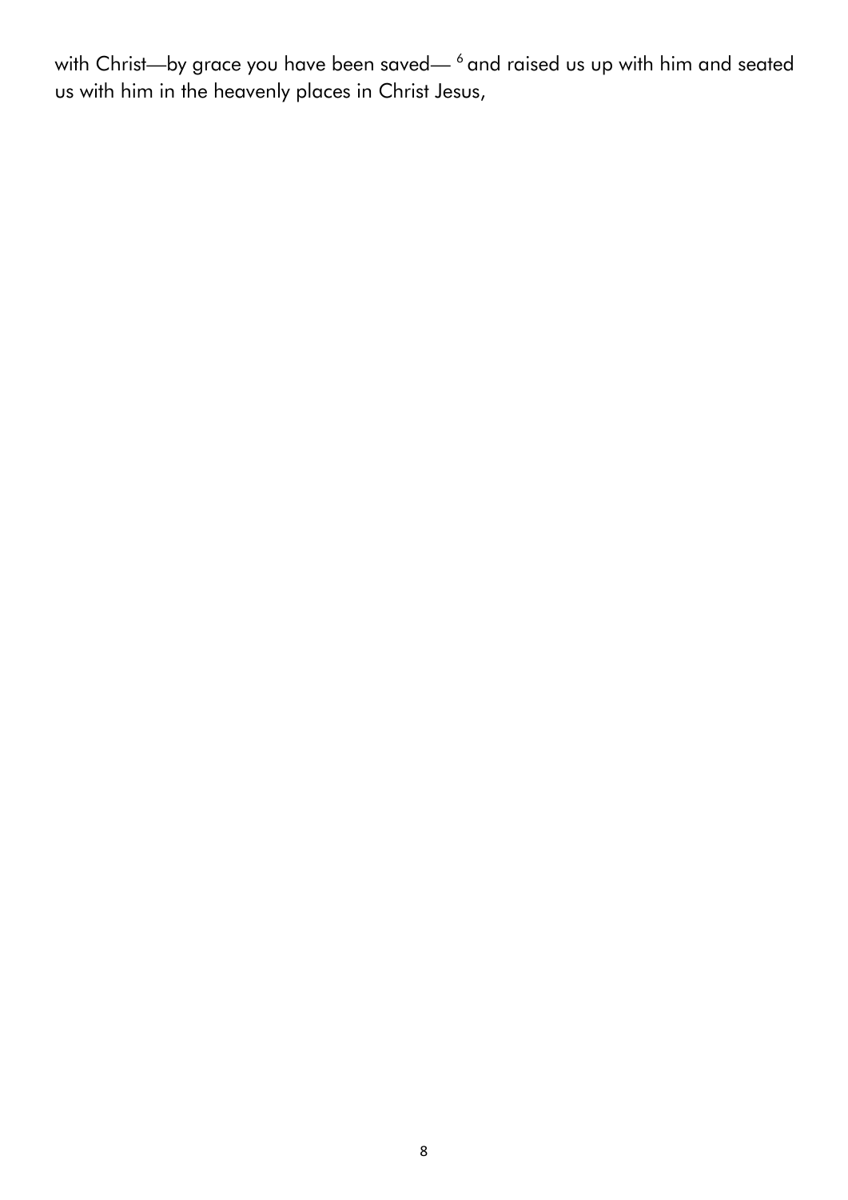with Christ—by grace you have been saved— [6] and raised us up with him and seated us with him in the heavenly places in Christ Jesus,